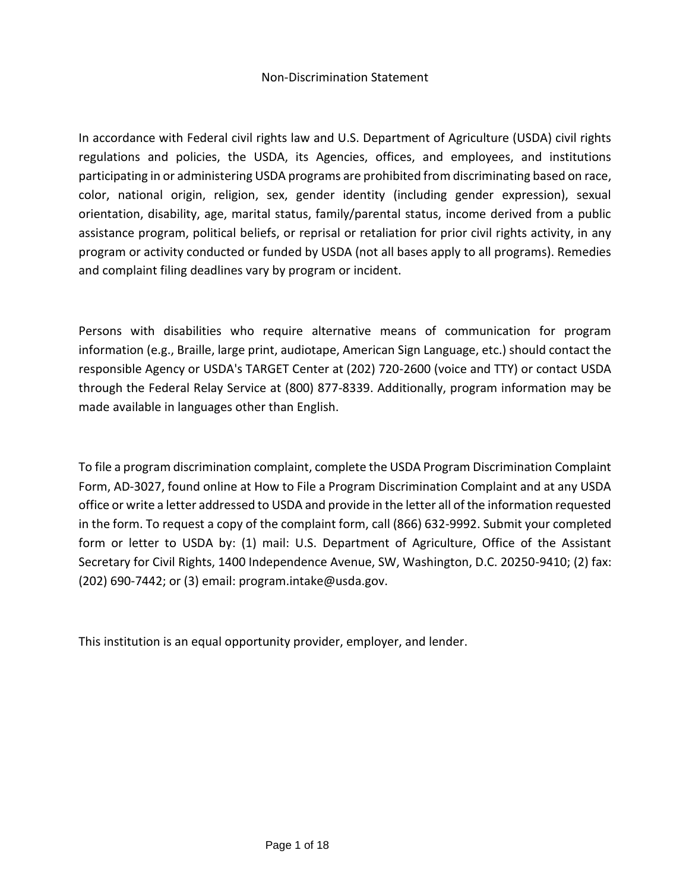# Non-Discrimination Statement

In accordance with Federal civil rights law and U.S. Department of Agriculture (USDA) civil rights regulations and policies, the USDA, its Agencies, offices, and employees, and institutions participating in or administering USDA programs are prohibited from discriminating based on race, color, national origin, religion, sex, gender identity (including gender expression), sexual orientation, disability, age, marital status, family/parental status, income derived from a public assistance program, political beliefs, or reprisal or retaliation for prior civil rights activity, in any program or activity conducted or funded by USDA (not all bases apply to all programs). Remedies and complaint filing deadlines vary by program or incident.

Persons with disabilities who require alternative means of communication for program information (e.g., Braille, large print, audiotape, American Sign Language, etc.) should contact the responsible Agency or USDA's TARGET Center at (202) 720-2600 (voice and TTY) or contact USDA through the Federal Relay Service at (800) 877-8339. Additionally, program information may be made available in languages other than English.

To file a program discrimination complaint, complete the USDA Program Discrimination Complaint Form, AD-3027, found online at How to File a Program Discrimination Complaint and at any USDA office or write a letter addressed to USDA and provide in the letter all of the information requested in the form. To request a copy of the complaint form, call (866) 632-9992. Submit your completed form or letter to USDA by: (1) mail: U.S. Department of Agriculture, Office of the Assistant Secretary for Civil Rights, 1400 Independence Avenue, SW, Washington, D.C. 20250-9410; (2) fax: (202) 690-7442; or (3) email: program.intake@usda.gov.

This institution is an equal opportunity provider, employer, and lender.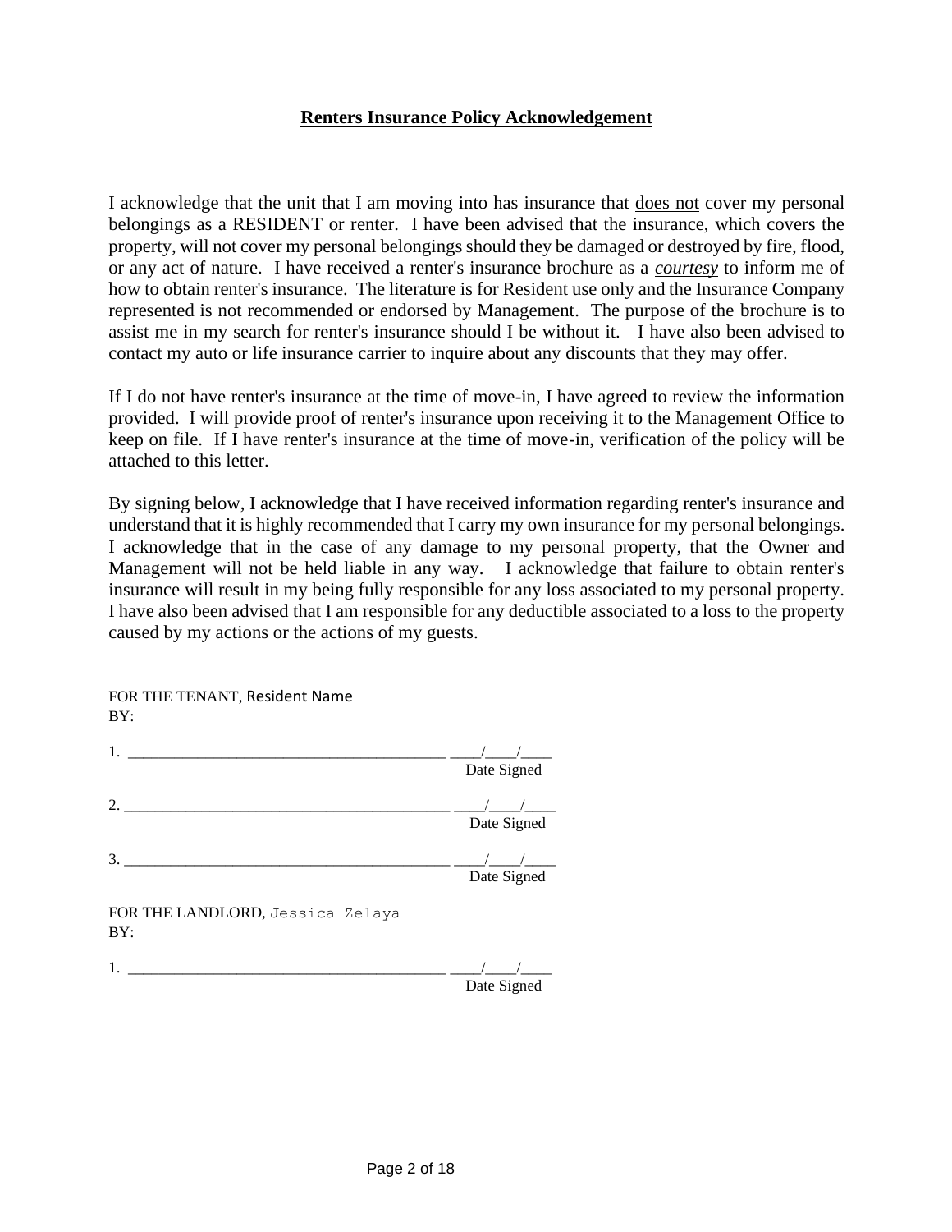## **Renters Insurance Policy Acknowledgement**

I acknowledge that the unit that I am moving into has insurance that <u>does not</u> cover my personal belongings as a RESIDENT or renter. I have been advised that the insurance, which covers the property, will not cover my personal belongings should they be damaged or destroyed by fire, flood, or any act of nature. I have received a renter's insurance brochure as a ***courtesy*** to inform me of how to obtain renter's insurance. The literature is for Resident use only and the Insurance Company represented is not recommended or endorsed by Management. The purpose of the brochure is to assist me in my search for renter's insurance should I be without it. I have also been advised to contact my auto or life insurance carrier to inquire about any discounts that they may offer.

If I do not have renter's insurance at the time of move-in, I have agreed to review the information provided. I will provide proof of renter's insurance upon receiving it to the Management Office to keep on file. If I have renter's insurance at the time of move-in, verification of the policy will be attached to this letter.

By signing below, I acknowledge that I have received information regarding renter's insurance and understand that it is highly recommended that I carry my own insurance for my personal belongings. I acknowledge that in the case of any damage to my personal property, that the Owner and Management will not be held liable in any way. I acknowledge that failure to obtain renter's insurance will result in my being fully responsible for any loss associated to my personal property. I have also been advised that I am responsible for any deductible associated to a loss to the property caused by my actions or the actions of my guests.

FOR THE TENANT, Resident Name
BY:

1. ________________________________________ ____/____/____
Date Signed

2. ________________________________________ ____/____/____
Date Signed

3. ________________________________________ ____/____/____
Date Signed

FOR THE LANDLORD, Jessica Zelaya
BY:

1. ________________________________________ ____/____/____
Date Signed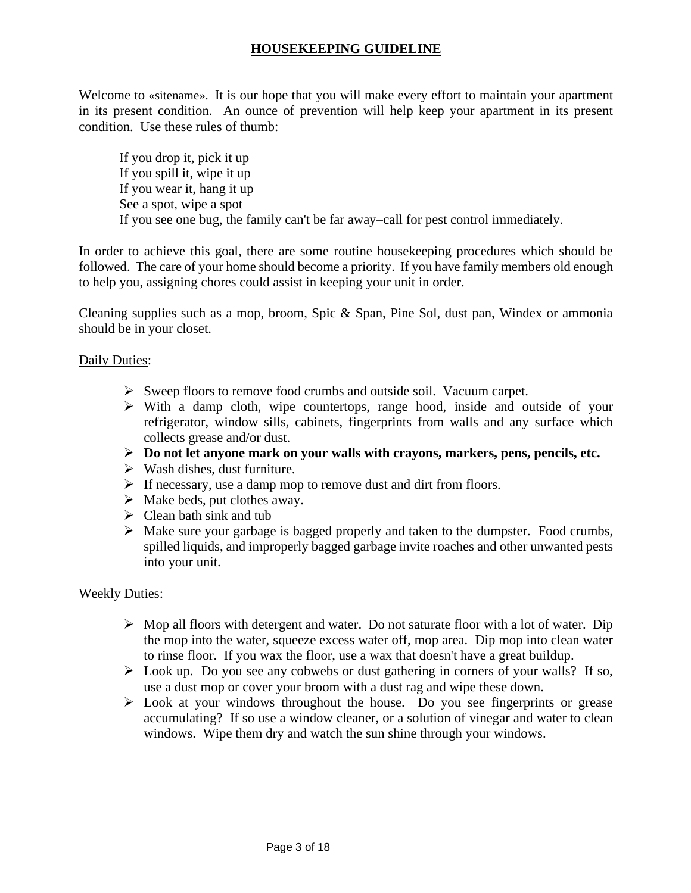# HOUSEKEEPING GUIDELINE

Welcome to «sitename». It is our hope that you will make every effort to maintain your apartment in its present condition. An ounce of prevention will help keep your apartment in its present condition. Use these rules of thumb:

If you drop it, pick it up
If you spill it, wipe it up
If you wear it, hang it up
See a spot, wipe a spot
If you see one bug, the family can't be far away–call for pest control immediately.

In order to achieve this goal, there are some routine housekeeping procedures which should be followed. The care of your home should become a priority. If you have family members old enough to help you, assigning chores could assist in keeping your unit in order.

Cleaning supplies such as a mop, broom, Spic & Span, Pine Sol, dust pan, Windex or ammonia should be in your closet.

<u>Daily Duties</u>:

- Sweep floors to remove food crumbs and outside soil. Vacuum carpet.
- With a damp cloth, wipe countertops, range hood, inside and outside of your refrigerator, window sills, cabinets, fingerprints from walls and any surface which collects grease and/or dust.
- **Do not let anyone mark on your walls with crayons, markers, pens, pencils, etc.**
- Wash dishes, dust furniture.
- If necessary, use a damp mop to remove dust and dirt from floors.
- Make beds, put clothes away.
- Clean bath sink and tub
- Make sure your garbage is bagged properly and taken to the dumpster. Food crumbs, spilled liquids, and improperly bagged garbage invite roaches and other unwanted pests into your unit.

<u>Weekly Duties</u>:

- Mop all floors with detergent and water. Do not saturate floor with a lot of water. Dip the mop into the water, squeeze excess water off, mop area. Dip mop into clean water to rinse floor. If you wax the floor, use a wax that doesn't have a great buildup.
- Look up. Do you see any cobwebs or dust gathering in corners of your walls? If so, use a dust mop or cover your broom with a dust rag and wipe these down.
- Look at your windows throughout the house. Do you see fingerprints or grease accumulating? If so use a window cleaner, or a solution of vinegar and water to clean windows. Wipe them dry and watch the sun shine through your windows.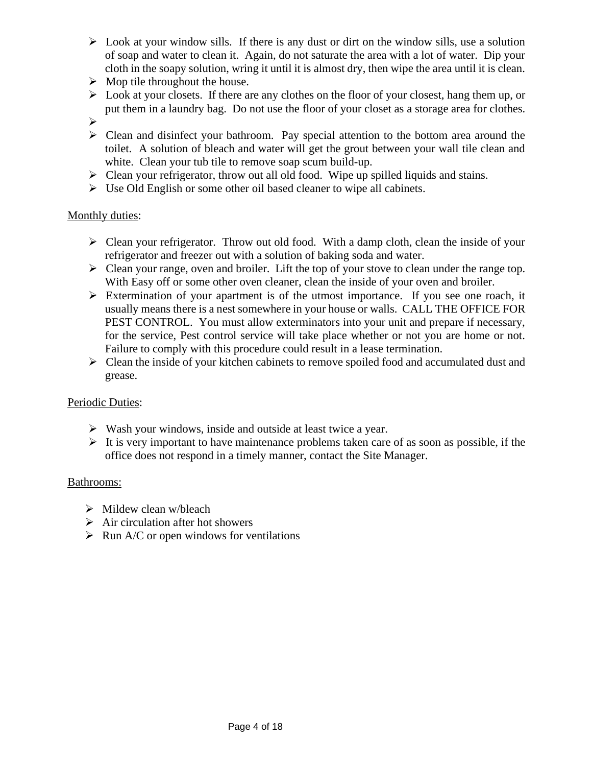- Look at your window sills.  If there is any dust or dirt on the window sills, use a solution of soap and water to clean it.  Again, do not saturate the area with a lot of water.  Dip your cloth in the soapy solution, wring it until it is almost dry, then wipe the area until it is clean.
- Mop tile throughout the house.
- Look at your closets.  If there are any clothes on the floor of your closest, hang them up, or put them in a laundry bag.  Do not use the floor of your closet as a storage area for clothes.
- 
- Clean and disinfect your bathroom.  Pay special attention to the bottom area around the toilet.  A solution of bleach and water will get the grout between your wall tile clean and white.  Clean your tub tile to remove soap scum build-up.
- Clean your refrigerator, throw out all old food.  Wipe up spilled liquids and stains.
- Use Old English or some other oil based cleaner to wipe all cabinets.

<u>Monthly duties</u>:

- Clean your refrigerator.  Throw out old food.  With a damp cloth, clean the inside of your refrigerator and freezer out with a solution of baking soda and water.
- Clean your range, oven and broiler.  Lift the top of your stove to clean under the range top.  With Easy off or some other oven cleaner, clean the inside of your oven and broiler.
- Extermination of your apartment is of the utmost importance.  If you see one roach, it usually means there is a nest somewhere in your house or walls.  CALL THE OFFICE FOR PEST CONTROL.  You must allow exterminators into your unit and prepare if necessary, for the service, Pest control service will take place whether or not you are home or not.  Failure to comply with this procedure could result in a lease termination.
- Clean the inside of your kitchen cabinets to remove spoiled food and accumulated dust and grease.

<u>Periodic Duties</u>:

- Wash your windows, inside and outside at least twice a year.
- It is very important to have maintenance problems taken care of as soon as possible, if the office does not respond in a timely manner, contact the Site Manager.

<u>Bathrooms:</u>

- Mildew clean w/bleach
- Air circulation after hot showers
- Run A/C or open windows for ventilations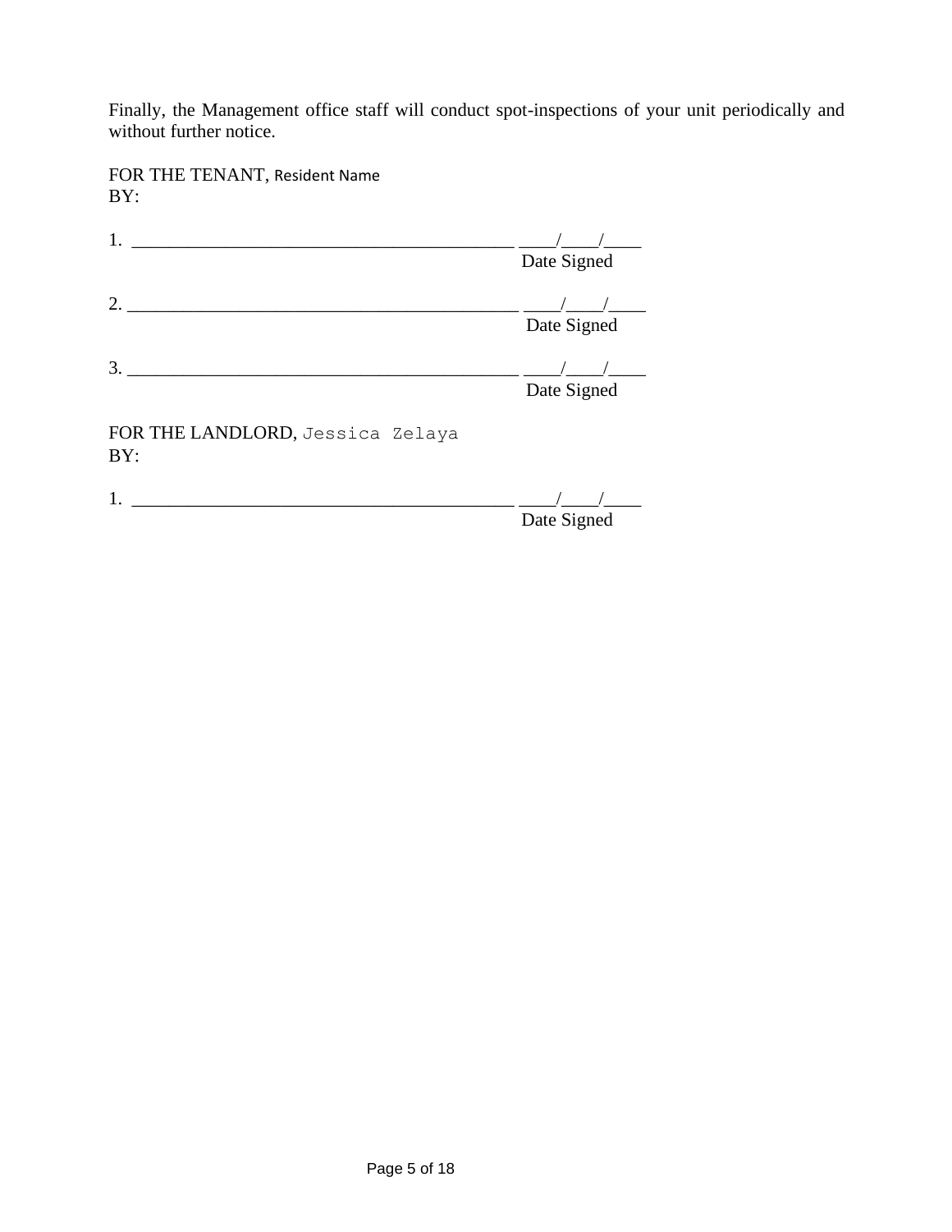Finally, the Management office staff will conduct spot-inspections of your unit periodically and without further notice.

FOR THE TENANT, Resident Name
BY:

1. __________________________________________ ____/____/____
Date Signed

2. ___________________________________________ ____/____/____
Date Signed

3. ___________________________________________ ____/____/____
Date Signed

FOR THE LANDLORD, Jessica Zelaya
BY:

1. __________________________________________ ____/____/____
Date Signed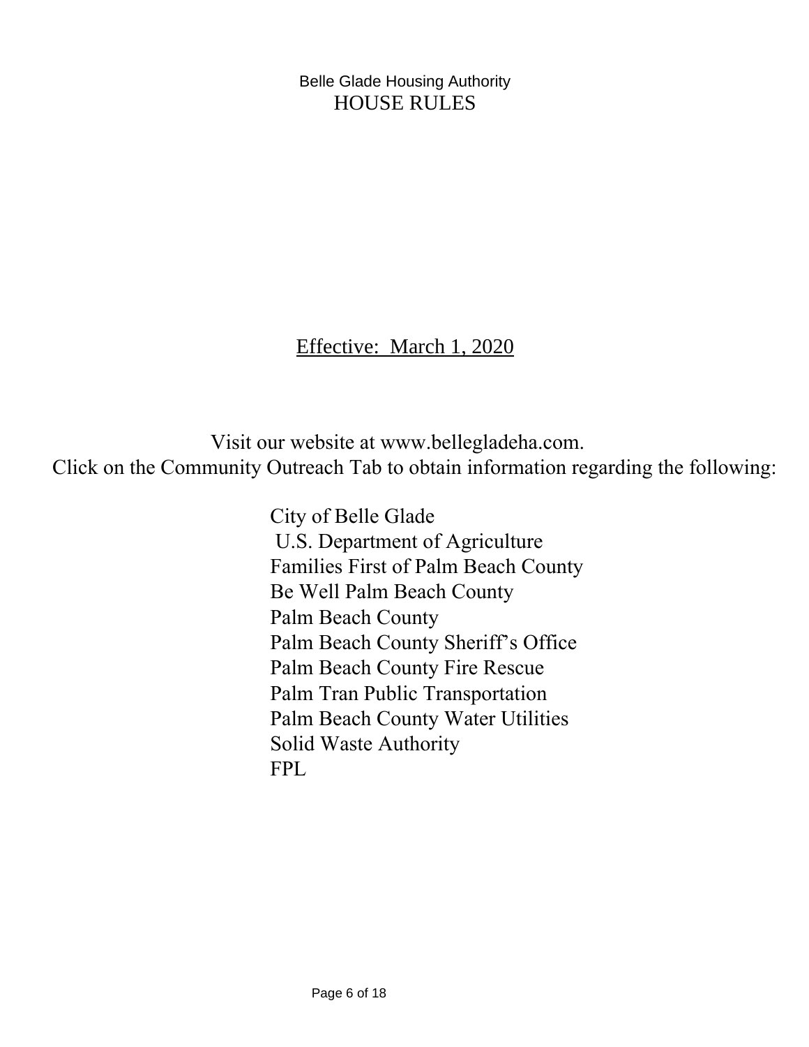Belle Glade Housing Authority

# HOUSE RULES

<u>Effective: March 1, 2020</u>

Visit our website at www.bellegladeha.com.
Click on the Community Outreach Tab to obtain information regarding the following:

- City of Belle Glade
- U.S. Department of Agriculture
- Families First of Palm Beach County
- Be Well Palm Beach County
- Palm Beach County
- Palm Beach County Sheriff's Office
- Palm Beach County Fire Rescue
- Palm Tran Public Transportation
- Palm Beach County Water Utilities
- Solid Waste Authority
- FPL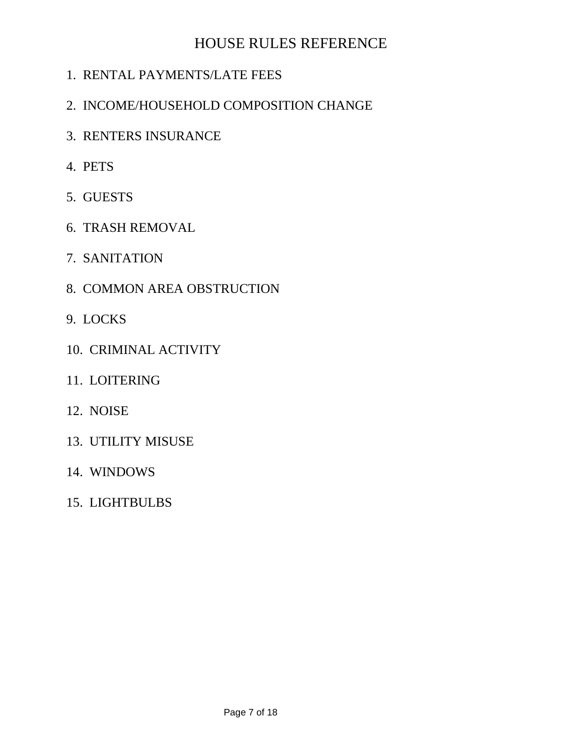# HOUSE RULES REFERENCE

1. RENTAL PAYMENTS/LATE FEES
2. INCOME/HOUSEHOLD COMPOSITION CHANGE
3. RENTERS INSURANCE
4. PETS
5. GUESTS
6. TRASH REMOVAL
7. SANITATION
8. COMMON AREA OBSTRUCTION
9. LOCKS
10. CRIMINAL ACTIVITY
11. LOITERING
12. NOISE
13. UTILITY MISUSE
14. WINDOWS
15. LIGHTBULBS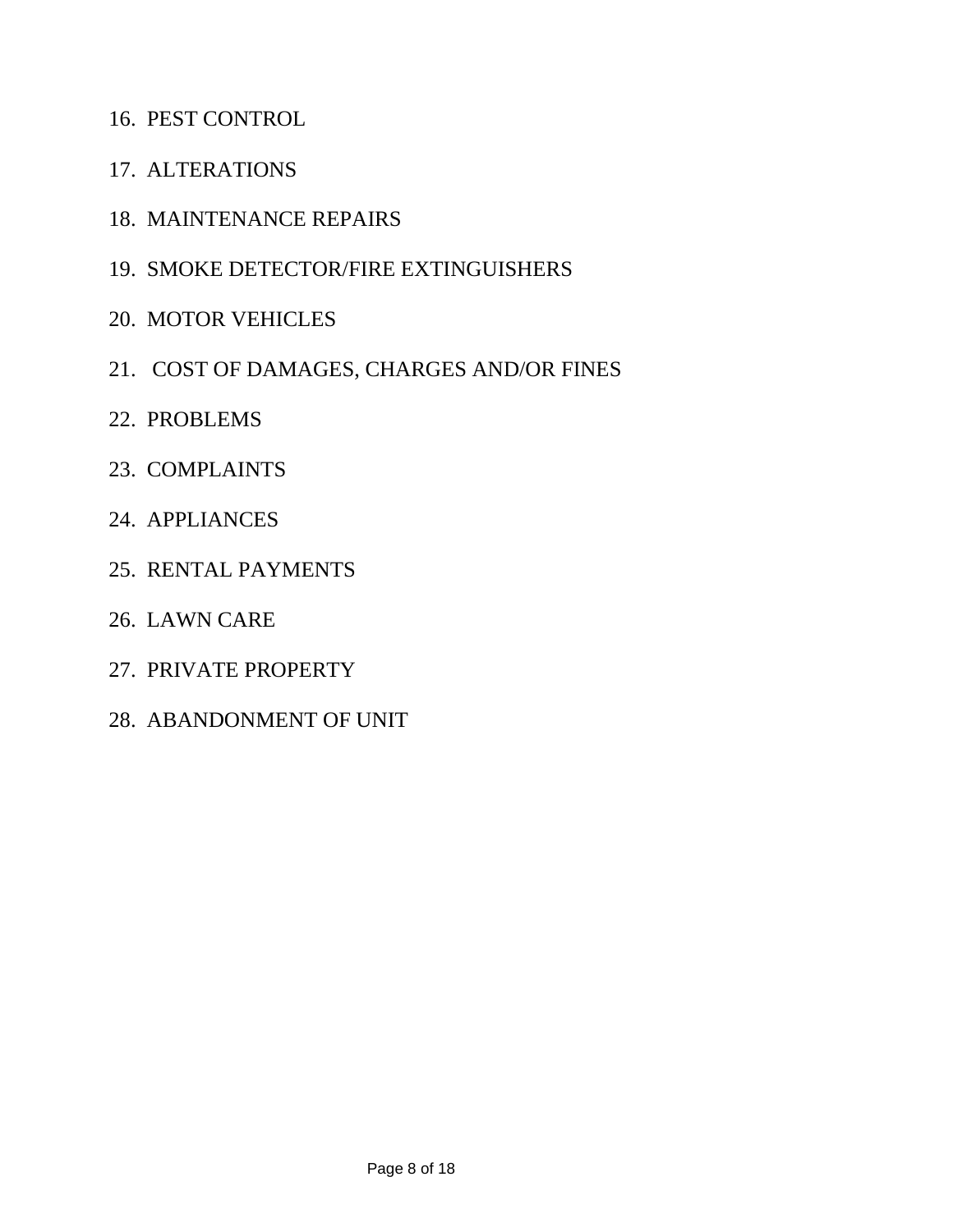16. PEST CONTROL
17. ALTERATIONS
18. MAINTENANCE REPAIRS
19. SMOKE DETECTOR/FIRE EXTINGUISHERS
20. MOTOR VEHICLES
21. COST OF DAMAGES, CHARGES AND/OR FINES
22. PROBLEMS
23. COMPLAINTS
24. APPLIANCES
25. RENTAL PAYMENTS
26. LAWN CARE
27. PRIVATE PROPERTY
28. ABANDONMENT OF UNIT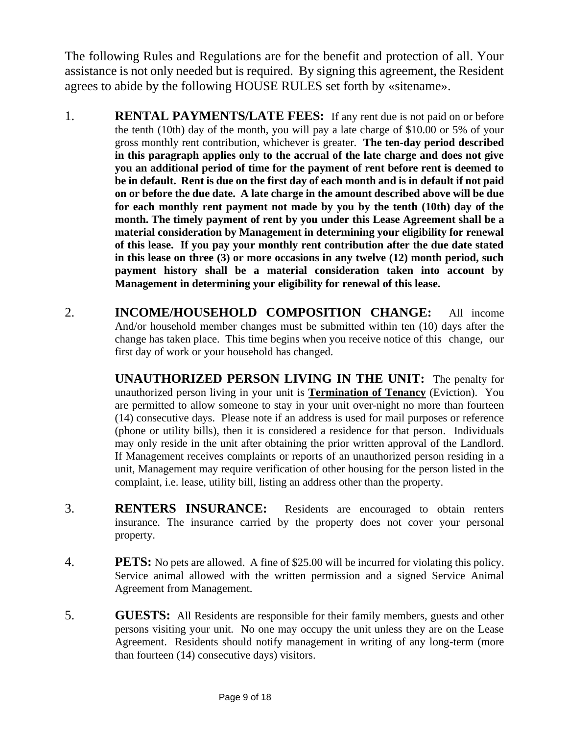The following Rules and Regulations are for the benefit and protection of all. Your assistance is not only needed but is required. By signing this agreement, the Resident agrees to abide by the following HOUSE RULES set forth by «sitename».

1. **RENTAL PAYMENTS/LATE FEES:** If any rent due is not paid on or before the tenth (10th) day of the month, you will pay a late charge of $10.00 or 5% of your gross monthly rent contribution, whichever is greater. **The ten-day period described in this paragraph applies only to the accrual of the late charge and does not give you an additional period of time for the payment of rent before rent is deemed to be in default. Rent is due on the first day of each month and is in default if not paid on or before the due date. A late charge in the amount described above will be due for each monthly rent payment not made by you by the tenth (10th) day of the month. The timely payment of rent by you under this Lease Agreement shall be a material consideration by Management in determining your eligibility for renewal of this lease. If you pay your monthly rent contribution after the due date stated in this lease on three (3) or more occasions in any twelve (12) month period, such payment history shall be a material consideration taken into account by Management in determining your eligibility for renewal of this lease.**

2. **INCOME/HOUSEHOLD COMPOSITION CHANGE:** All income And/or household member changes must be submitted within ten (10) days after the change has taken place. This time begins when you receive notice of this change, our first day of work or your household has changed.

   **UNAUTHORIZED PERSON LIVING IN THE UNIT:** The penalty for unauthorized person living in your unit is **<u>Termination of Tenancy</u>** (Eviction). You are permitted to allow someone to stay in your unit over-night no more than fourteen (14) consecutive days. Please note if an address is used for mail purposes or reference (phone or utility bills), then it is considered a residence for that person. Individuals may only reside in the unit after obtaining the prior written approval of the Landlord. If Management receives complaints or reports of an unauthorized person residing in a unit, Management may require verification of other housing for the person listed in the complaint, i.e. lease, utility bill, listing an address other than the property.

3. **RENTERS INSURANCE:** Residents are encouraged to obtain renters insurance. The insurance carried by the property does not cover your personal property.

4. **PETS:** No pets are allowed. A fine of $25.00 will be incurred for violating this policy. Service animal allowed with the written permission and a signed Service Animal Agreement from Management.

5. **GUESTS:** All Residents are responsible for their family members, guests and other persons visiting your unit. No one may occupy the unit unless they are on the Lease Agreement. Residents should notify management in writing of any long-term (more than fourteen (14) consecutive days) visitors.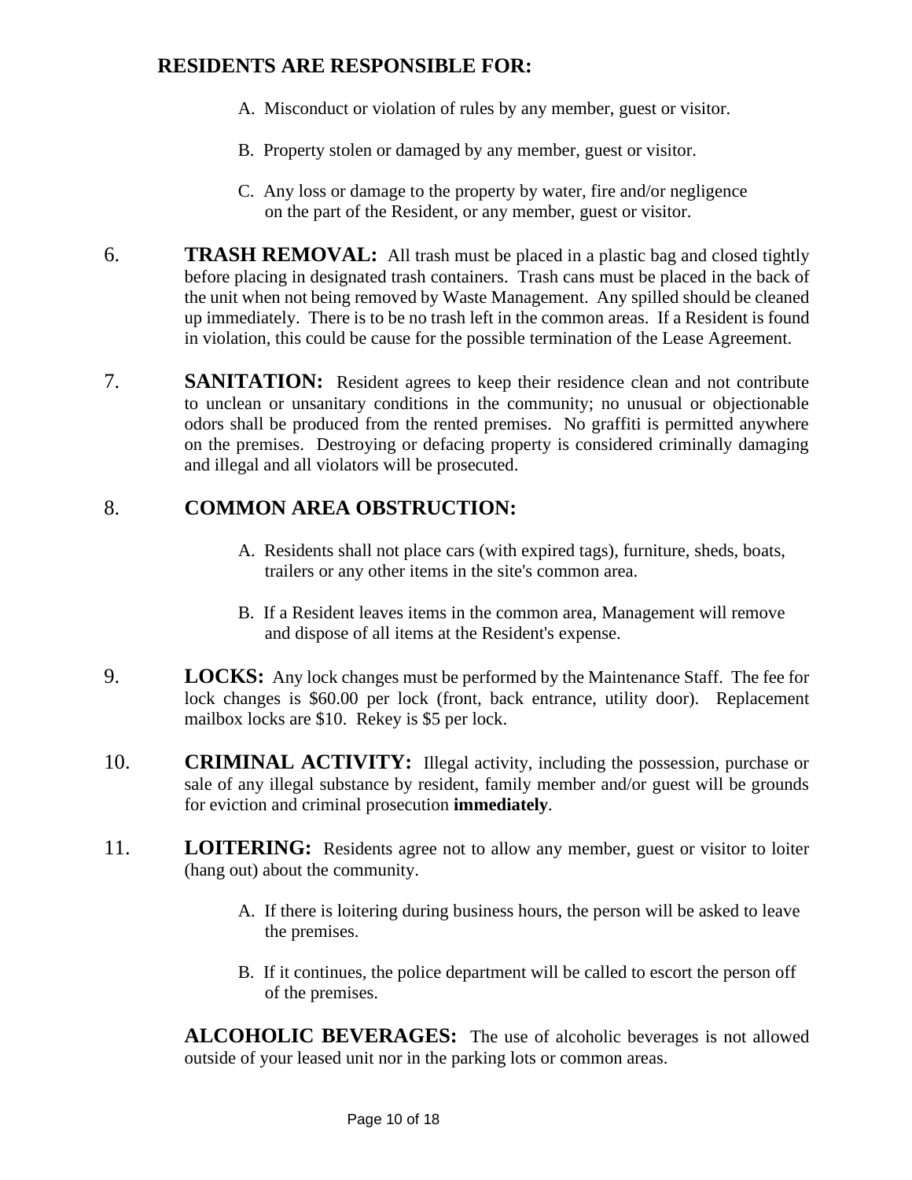## RESIDENTS ARE RESPONSIBLE FOR:

A. Misconduct or violation of rules by any member, guest or visitor.

B. Property stolen or damaged by any member, guest or visitor.

C. Any loss or damage to the property by water, fire and/or negligence on the part of the Resident, or any member, guest or visitor.

6. **TRASH REMOVAL:** All trash must be placed in a plastic bag and closed tightly before placing in designated trash containers. Trash cans must be placed in the back of the unit when not being removed by Waste Management. Any spilled should be cleaned up immediately. There is to be no trash left in the common areas. If a Resident is found in violation, this could be cause for the possible termination of the Lease Agreement.

7. **SANITATION:** Resident agrees to keep their residence clean and not contribute to unclean or unsanitary conditions in the community; no unusual or objectionable odors shall be produced from the rented premises. No graffiti is permitted anywhere on the premises. Destroying or defacing property is considered criminally damaging and illegal and all violators will be prosecuted.

8. **COMMON AREA OBSTRUCTION:**

   A. Residents shall not place cars (with expired tags), furniture, sheds, boats, trailers or any other items in the site's common area.

   B. If a Resident leaves items in the common area, Management will remove and dispose of all items at the Resident's expense.

9. **LOCKS:** Any lock changes must be performed by the Maintenance Staff. The fee for lock changes is $60.00 per lock (front, back entrance, utility door). Replacement mailbox locks are $10. Rekey is $5 per lock.

10. **CRIMINAL ACTIVITY:** Illegal activity, including the possession, purchase or sale of any illegal substance by resident, family member and/or guest will be grounds for eviction and criminal prosecution **immediately**.

11. **LOITERING:** Residents agree not to allow any member, guest or visitor to loiter (hang out) about the community.

    A. If there is loitering during business hours, the person will be asked to leave the premises.

    B. If it continues, the police department will be called to escort the person off of the premises.

**ALCOHOLIC BEVERAGES:** The use of alcoholic beverages is not allowed outside of your leased unit nor in the parking lots or common areas.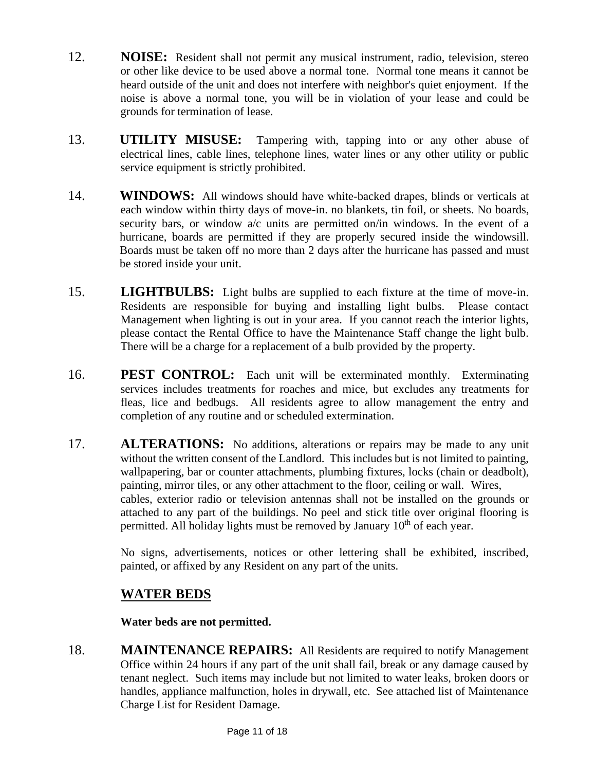12. **NOISE:** Resident shall not permit any musical instrument, radio, television, stereo or other like device to be used above a normal tone. Normal tone means it cannot be heard outside of the unit and does not interfere with neighbor's quiet enjoyment. If the noise is above a normal tone, you will be in violation of your lease and could be grounds for termination of lease.

13. **UTILITY MISUSE:** Tampering with, tapping into or any other abuse of electrical lines, cable lines, telephone lines, water lines or any other utility or public service equipment is strictly prohibited.

14. **WINDOWS:** All windows should have white-backed drapes, blinds or verticals at each window within thirty days of move-in. no blankets, tin foil, or sheets. No boards, security bars, or window a/c units are permitted on/in windows. In the event of a hurricane, boards are permitted if they are properly secured inside the windowsill. Boards must be taken off no more than 2 days after the hurricane has passed and must be stored inside your unit.

15. **LIGHTBULBS:** Light bulbs are supplied to each fixture at the time of move-in. Residents are responsible for buying and installing light bulbs. Please contact Management when lighting is out in your area. If you cannot reach the interior lights, please contact the Rental Office to have the Maintenance Staff change the light bulb. There will be a charge for a replacement of a bulb provided by the property.

16. **PEST CONTROL:** Each unit will be exterminated monthly. Exterminating services includes treatments for roaches and mice, but excludes any treatments for fleas, lice and bedbugs. All residents agree to allow management the entry and completion of any routine and or scheduled extermination.

17. **ALTERATIONS:** No additions, alterations or repairs may be made to any unit without the written consent of the Landlord. This includes but is not limited to painting, wallpapering, bar or counter attachments, plumbing fixtures, locks (chain or deadbolt), painting, mirror tiles, or any other attachment to the floor, ceiling or wall. Wires, cables, exterior radio or television antennas shall not be installed on the grounds or attached to any part of the buildings. No peel and stick title over original flooring is permitted. All holiday lights must be removed by January 10th of each year.

    No signs, advertisements, notices or other lettering shall be exhibited, inscribed, painted, or affixed by any Resident on any part of the units.

    **WATER BEDS**

    **Water beds are not permitted.**

18. **MAINTENANCE REPAIRS:** All Residents are required to notify Management Office within 24 hours if any part of the unit shall fail, break or any damage caused by tenant neglect. Such items may include but not limited to water leaks, broken doors or handles, appliance malfunction, holes in drywall, etc. See attached list of Maintenance Charge List for Resident Damage.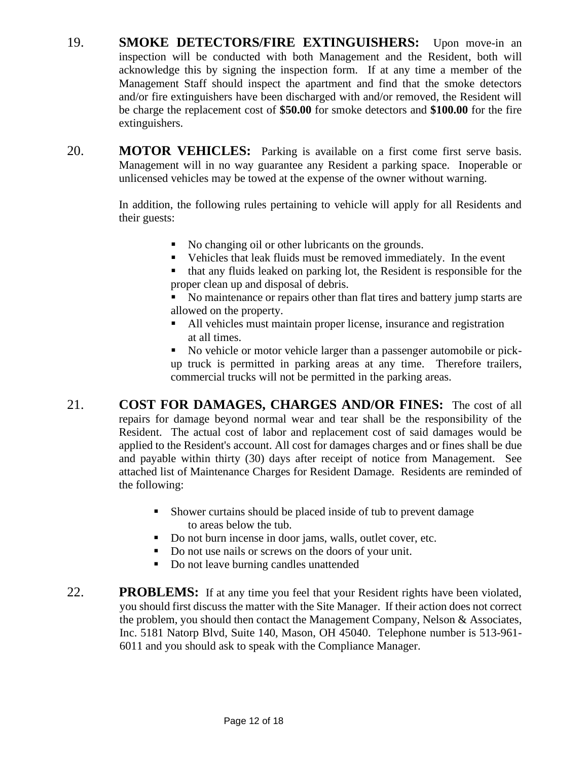19. **SMOKE DETECTORS/FIRE EXTINGUISHERS:** Upon move-in an inspection will be conducted with both Management and the Resident, both will acknowledge this by signing the inspection form. If at any time a member of the Management Staff should inspect the apartment and find that the smoke detectors and/or fire extinguishers have been discharged with and/or removed, the Resident will be charge the replacement cost of **$50.00** for smoke detectors and **$100.00** for the fire extinguishers.

20. **MOTOR VEHICLES:** Parking is available on a first come first serve basis. Management will in no way guarantee any Resident a parking space. Inoperable or unlicensed vehicles may be towed at the expense of the owner without warning.

    In addition, the following rules pertaining to vehicle will apply for all Residents and their guests:

    - No changing oil or other lubricants on the grounds.
    - Vehicles that leak fluids must be removed immediately. In the event
    - that any fluids leaked on parking lot, the Resident is responsible for the proper clean up and disposal of debris.
    - No maintenance or repairs other than flat tires and battery jump starts are allowed on the property.
    - All vehicles must maintain proper license, insurance and registration at all times.
    - No vehicle or motor vehicle larger than a passenger automobile or pick-up truck is permitted in parking areas at any time. Therefore trailers, commercial trucks will not be permitted in the parking areas.

21. **COST FOR DAMAGES, CHARGES AND/OR FINES:** The cost of all repairs for damage beyond normal wear and tear shall be the responsibility of the Resident. The actual cost of labor and replacement cost of said damages would be applied to the Resident's account. All cost for damages charges and or fines shall be due and payable within thirty (30) days after receipt of notice from Management. See attached list of Maintenance Charges for Resident Damage. Residents are reminded of the following:

    - Shower curtains should be placed inside of tub to prevent damage to areas below the tub.
    - Do not burn incense in door jams, walls, outlet cover, etc.
    - Do not use nails or screws on the doors of your unit.
    - Do not leave burning candles unattended

22. **PROBLEMS:** If at any time you feel that your Resident rights have been violated, you should first discuss the matter with the Site Manager. If their action does not correct the problem, you should then contact the Management Company, Nelson & Associates, Inc. 5181 Natorp Blvd, Suite 140, Mason, OH 45040. Telephone number is 513-961-6011 and you should ask to speak with the Compliance Manager.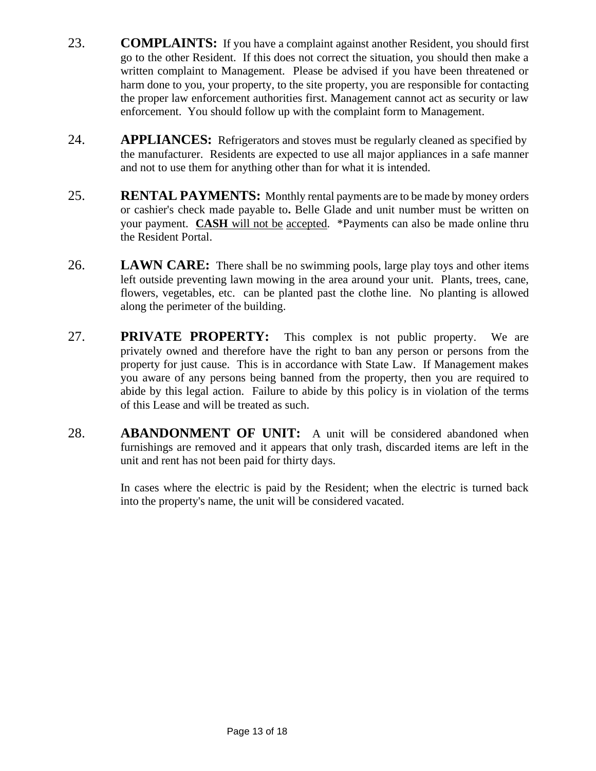23. **COMPLAINTS:** If you have a complaint against another Resident, you should first go to the other Resident. If this does not correct the situation, you should then make a written complaint to Management. Please be advised if you have been threatened or harm done to you, your property, to the site property, you are responsible for contacting the proper law enforcement authorities first. Management cannot act as security or law enforcement. You should follow up with the complaint form to Management.

24. **APPLIANCES:** Refrigerators and stoves must be regularly cleaned as specified by the manufacturer. Residents are expected to use all major appliances in a safe manner and not to use them for anything other than for what it is intended.

25. **RENTAL PAYMENTS:** Monthly rental payments are to be made by money orders or cashier's check made payable to**.** Belle Glade and unit number must be written on your payment. **CASH** will not be accepted. *Payments can also be made online thru the Resident Portal.

26. **LAWN CARE:** There shall be no swimming pools, large play toys and other items left outside preventing lawn mowing in the area around your unit. Plants, trees, cane, flowers, vegetables, etc. can be planted past the clothe line. No planting is allowed along the perimeter of the building.

27. **PRIVATE PROPERTY:** This complex is not public property. We are privately owned and therefore have the right to ban any person or persons from the property for just cause. This is in accordance with State Law. If Management makes you aware of any persons being banned from the property, then you are required to abide by this legal action. Failure to abide by this policy is in violation of the terms of this Lease and will be treated as such.

28. **ABANDONMENT OF UNIT:** A unit will be considered abandoned when furnishings are removed and it appears that only trash, discarded items are left in the unit and rent has not been paid for thirty days.

    In cases where the electric is paid by the Resident; when the electric is turned back into the property's name, the unit will be considered vacated.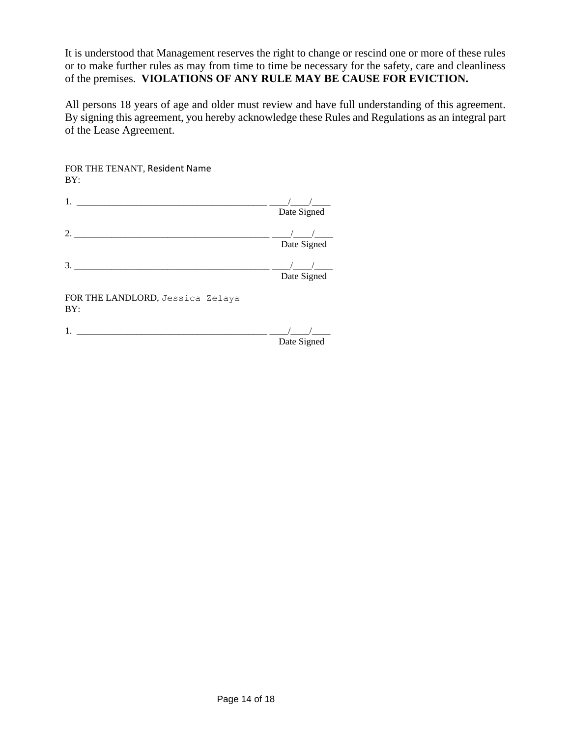It is understood that Management reserves the right to change or rescind one or more of these rules or to make further rules as may from time to time be necessary for the safety, care and cleanliness of the premises. **VIOLATIONS OF ANY RULE MAY BE CAUSE FOR EVICTION.**

All persons 18 years of age and older must review and have full understanding of this agreement. By signing this agreement, you hereby acknowledge these Rules and Regulations as an integral part of the Lease Agreement.

FOR THE TENANT, Resident Name
BY:

1. ________________________________________ ____/____/____
Date Signed

2. __________________________________________ ____/____/____
Date Signed

3. __________________________________________ ____/____/____
Date Signed

FOR THE LANDLORD, Jessica Zelaya
BY:

1. ________________________________________ ____/____/____
Date Signed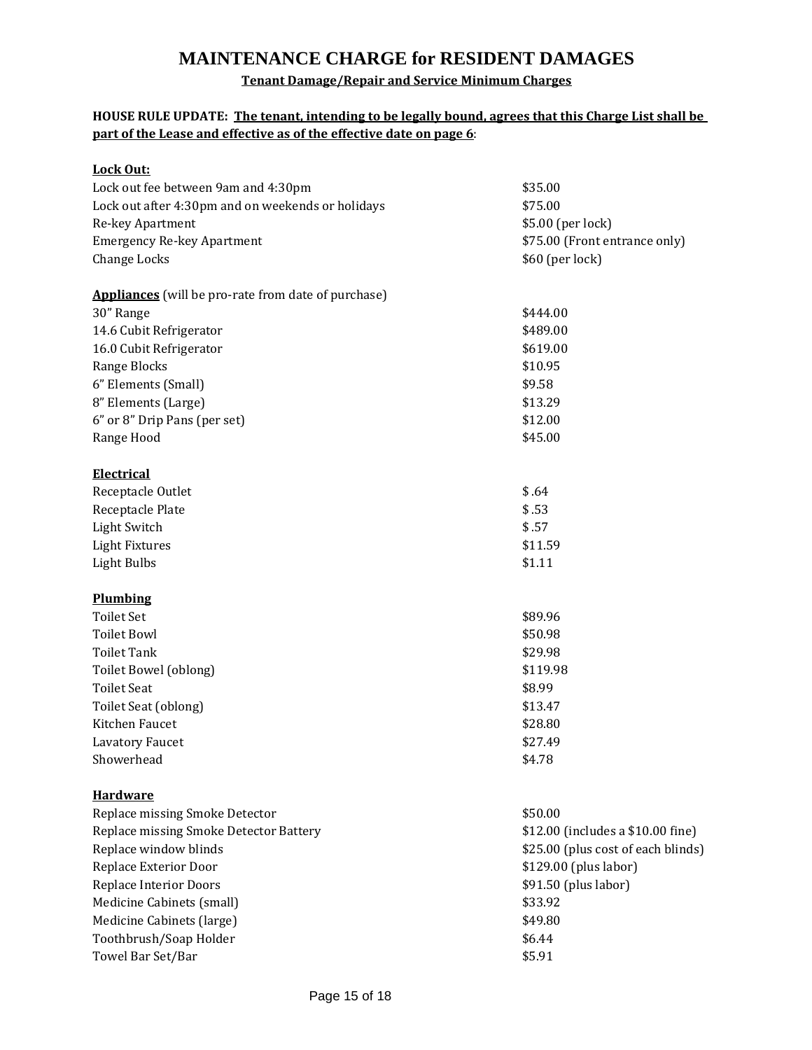# MAINTENANCE CHARGE for RESIDENT DAMAGES

**Tenant Damage/Repair and Service Minimum Charges**

**HOUSE RULE UPDATE: The tenant, intending to be legally bound, agrees that this Charge List shall be part of the Lease and effective as of the effective date on page 6**:

**Lock Out:**

| | |
|---|---|
| Lock out fee between 9am and 4:30pm | $35.00 |
| Lock out after 4:30pm and on weekends or holidays | $75.00 |
| Re-key Apartment | $5.00 (per lock) |
| Emergency Re-key Apartment | $75.00 (Front entrance only) |
| Change Locks | $60 (per lock) |

**Appliances** (will be pro-rate from date of purchase)

| | |
|---|---|
| 30" Range | $444.00 |
| 14.6 Cubit Refrigerator | $489.00 |
| 16.0 Cubit Refrigerator | $619.00 |
| Range Blocks | $10.95 |
| 6" Elements (Small) | $9.58 |
| 8" Elements (Large) | $13.29 |
| 6" or 8" Drip Pans (per set) | $12.00 |
| Range Hood | $45.00 |

**Electrical**

| | |
|---|---|
| Receptacle Outlet | $ .64 |
| Receptacle Plate | $ .53 |
| Light Switch | $ .57 |
| Light Fixtures | $11.59 |
| Light Bulbs | $1.11 |

**Plumbing**

| | |
|---|---|
| Toilet Set | $89.96 |
| Toilet Bowl | $50.98 |
| Toilet Tank | $29.98 |
| Toilet Bowel (oblong) | $119.98 |
| Toilet Seat | $8.99 |
| Toilet Seat (oblong) | $13.47 |
| Kitchen Faucet | $28.80 |
| Lavatory Faucet | $27.49 |
| Showerhead | $4.78 |

**Hardware**

| | |
|---|---|
| Replace missing Smoke Detector | $50.00 |
| Replace missing Smoke Detector Battery | $12.00 (includes a $10.00 fine) |
| Replace window blinds | $25.00 (plus cost of each blinds) |
| Replace Exterior Door | $129.00 (plus labor) |
| Replace Interior Doors | $91.50 (plus labor) |
| Medicine Cabinets (small) | $33.92 |
| Medicine Cabinets (large) | $49.80 |
| Toothbrush/Soap Holder | $6.44 |
| Towel Bar Set/Bar | $5.91 |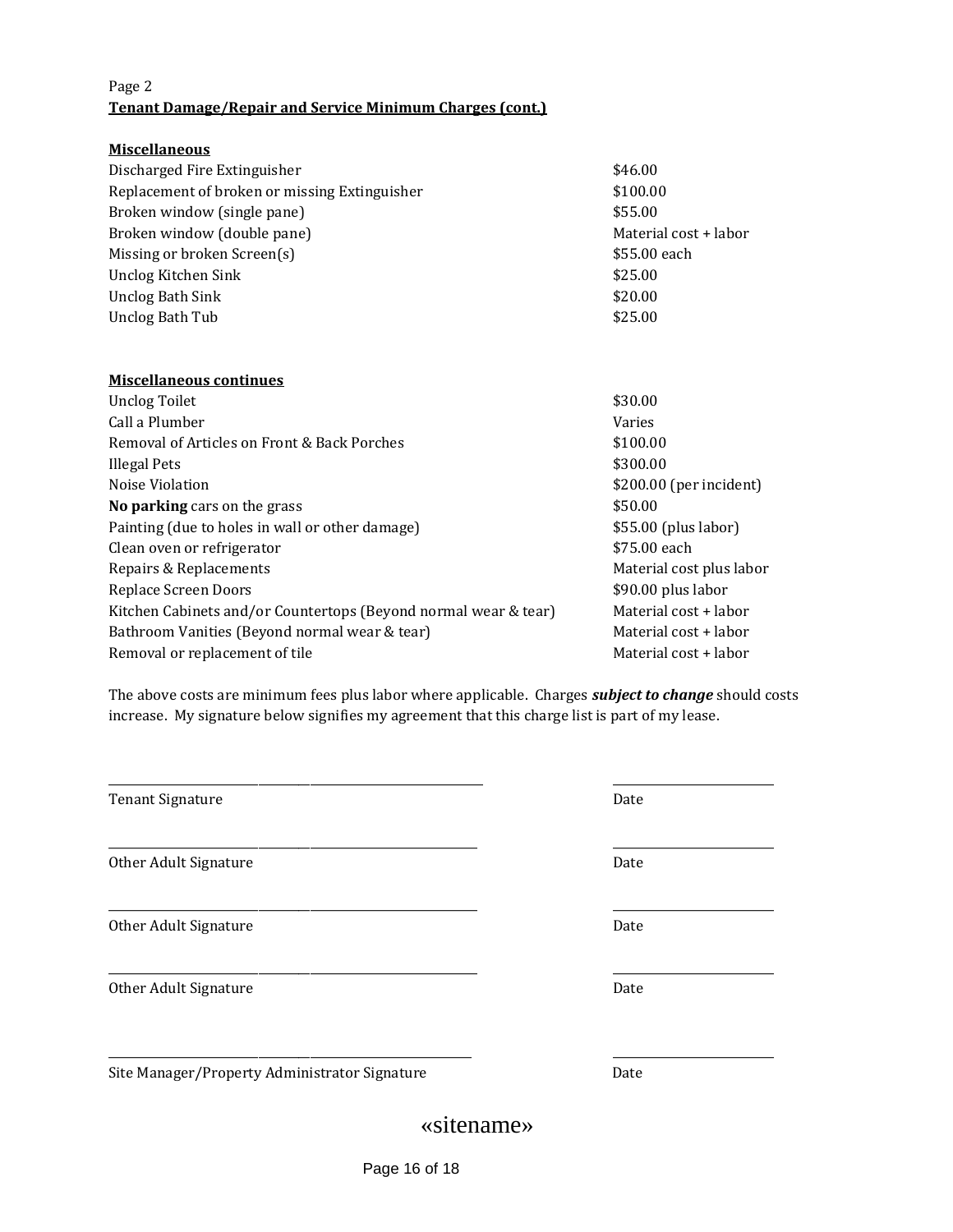Page 2

**Tenant Damage/Repair and Service Minimum Charges (cont.)**

**Miscellaneous**

| | |
|---|---|
| Discharged Fire Extinguisher | $46.00 |
| Replacement of broken or missing Extinguisher | $100.00 |
| Broken window (single pane) | $55.00 |
| Broken window (double pane) | Material cost + labor |
| Missing or broken Screen(s) | $55.00 each |
| Unclog Kitchen Sink | $25.00 |
| Unclog Bath Sink | $20.00 |
| Unclog Bath Tub | $25.00 |

**Miscellaneous continues**

| | |
|---|---|
| Unclog Toilet | $30.00 |
| Call a Plumber | Varies |
| Removal of Articles on Front & Back Porches | $100.00 |
| Illegal Pets | $300.00 |
| Noise Violation | $200.00 (per incident) |
| **No parking** cars on the grass | $50.00 |
| Painting (due to holes in wall or other damage) | $55.00 (plus labor) |
| Clean oven or refrigerator | $75.00 each |
| Repairs & Replacements | Material cost plus labor |
| Replace Screen Doors | $90.00 plus labor |
| Kitchen Cabinets and/or Countertops (Beyond normal wear & tear) | Material cost + labor |
| Bathroom Vanities (Beyond normal wear & tear) | Material cost + labor |
| Removal or replacement of tile | Material cost + labor |

The above costs are minimum fees plus labor where applicable. Charges ***subject to change*** should costs increase. My signature below signifies my agreement that this charge list is part of my lease.

______________________________ ______________

Tenant Signature Date

______________________________ ______________

Other Adult Signature Date

______________________________ ______________

Other Adult Signature Date

______________________________ ______________

Other Adult Signature Date

______________________________ ______________

Site Manager/Property Administrator Signature Date

«sitename»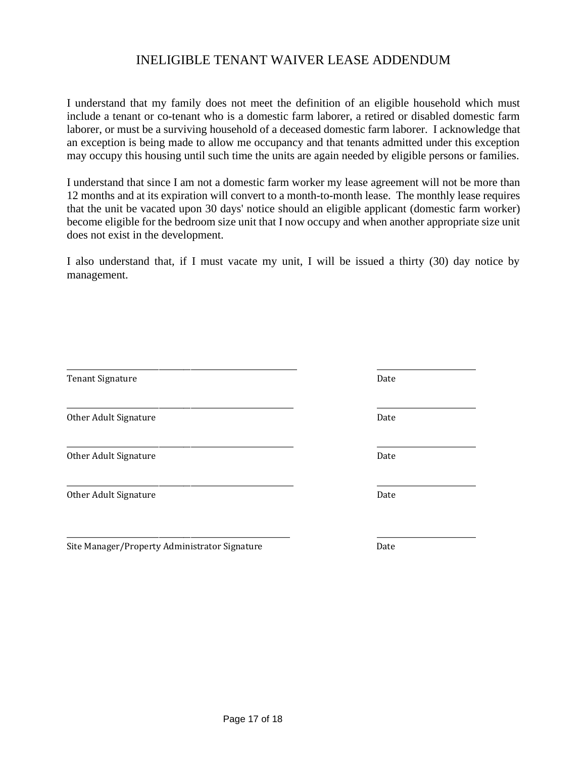# INELIGIBLE TENANT WAIVER LEASE ADDENDUM

I understand that my family does not meet the definition of an eligible household which must include a tenant or co-tenant who is a domestic farm laborer, a retired or disabled domestic farm laborer, or must be a surviving household of a deceased domestic farm laborer. I acknowledge that an exception is being made to allow me occupancy and that tenants admitted under this exception may occupy this housing until such time the units are again needed by eligible persons or families.

I understand that since I am not a domestic farm worker my lease agreement will not be more than 12 months and at its expiration will convert to a month-to-month lease. The monthly lease requires that the unit be vacated upon 30 days' notice should an eligible applicant (domestic farm worker) become eligible for the bedroom size unit that I now occupy and when another appropriate size unit does not exist in the development.

I also understand that, if I must vacate my unit, I will be issued a thirty (30) day notice by management.

\_\_\_\_\_\_\_\_\_\_\_\_\_\_\_\_\_\_\_\_\_\_\_\_\_\_\_\_\_\_\_\_\_\_\_\_\_\_\_\_ \_\_\_\_\_\_\_\_\_\_\_\_\_\_\_\_\_\_\_\_
Tenant Signature Date

\_\_\_\_\_\_\_\_\_\_\_\_\_\_\_\_\_\_\_\_\_\_\_\_\_\_\_\_\_\_\_\_\_\_\_\_\_\_\_\_ \_\_\_\_\_\_\_\_\_\_\_\_\_\_\_\_\_\_\_\_
Other Adult Signature Date

\_\_\_\_\_\_\_\_\_\_\_\_\_\_\_\_\_\_\_\_\_\_\_\_\_\_\_\_\_\_\_\_\_\_\_\_\_\_\_\_ \_\_\_\_\_\_\_\_\_\_\_\_\_\_\_\_\_\_\_\_
Other Adult Signature Date

\_\_\_\_\_\_\_\_\_\_\_\_\_\_\_\_\_\_\_\_\_\_\_\_\_\_\_\_\_\_\_\_\_\_\_\_\_\_\_\_ \_\_\_\_\_\_\_\_\_\_\_\_\_\_\_\_\_\_\_\_
Other Adult Signature Date

\_\_\_\_\_\_\_\_\_\_\_\_\_\_\_\_\_\_\_\_\_\_\_\_\_\_\_\_\_\_\_\_\_\_\_\_\_\_\_\_ \_\_\_\_\_\_\_\_\_\_\_\_\_\_\_\_\_\_\_\_
Site Manager/Property Administrator Signature Date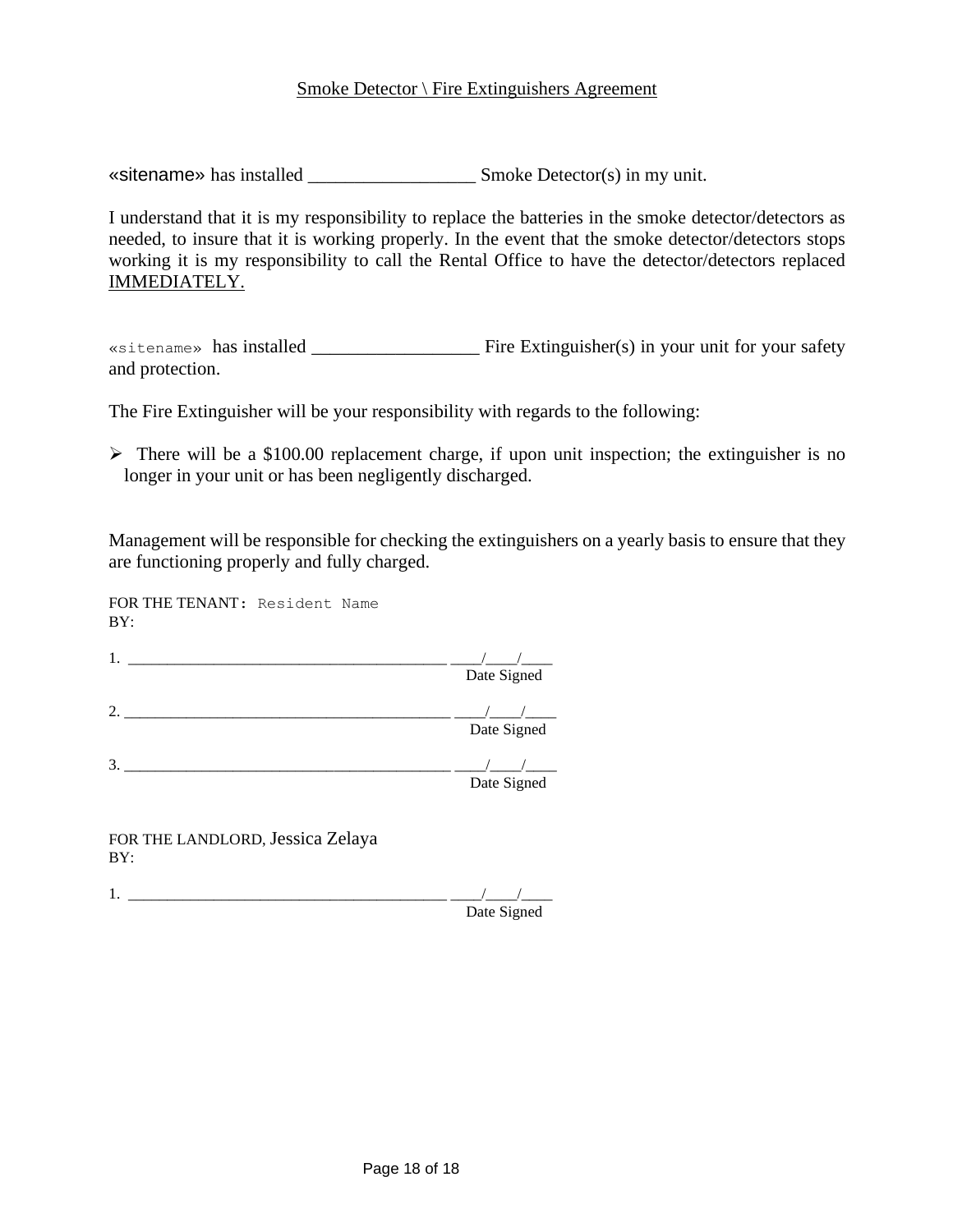<u>Smoke Detector \ Fire Extinguishers Agreement</u>

«sitename» has installed __________________ Smoke Detector(s) in my unit.

I understand that it is my responsibility to replace the batteries in the smoke detector/detectors as needed, to insure that it is working properly. In the event that the smoke detector/detectors stops working it is my responsibility to call the Rental Office to have the detector/detectors replaced <u>IMMEDIATELY.</u>

«sitename» has installed __________________ Fire Extinguisher(s) in your unit for your safety and protection.

The Fire Extinguisher will be your responsibility with regards to the following:

- There will be a $100.00 replacement charge, if upon unit inspection; the extinguisher is no longer in your unit or has been negligently discharged.

Management will be responsible for checking the extinguishers on a yearly basis to ensure that they are functioning properly and fully charged.

FOR THE TENANT: Resident Name
BY:

1. ________________________________________ ____/____/____
Date Signed

2. ________________________________________ ____/____/____
Date Signed

3. ________________________________________ ____/____/____
Date Signed

FOR THE LANDLORD, Jessica Zelaya
BY:

1. ________________________________________ ____/____/____
Date Signed